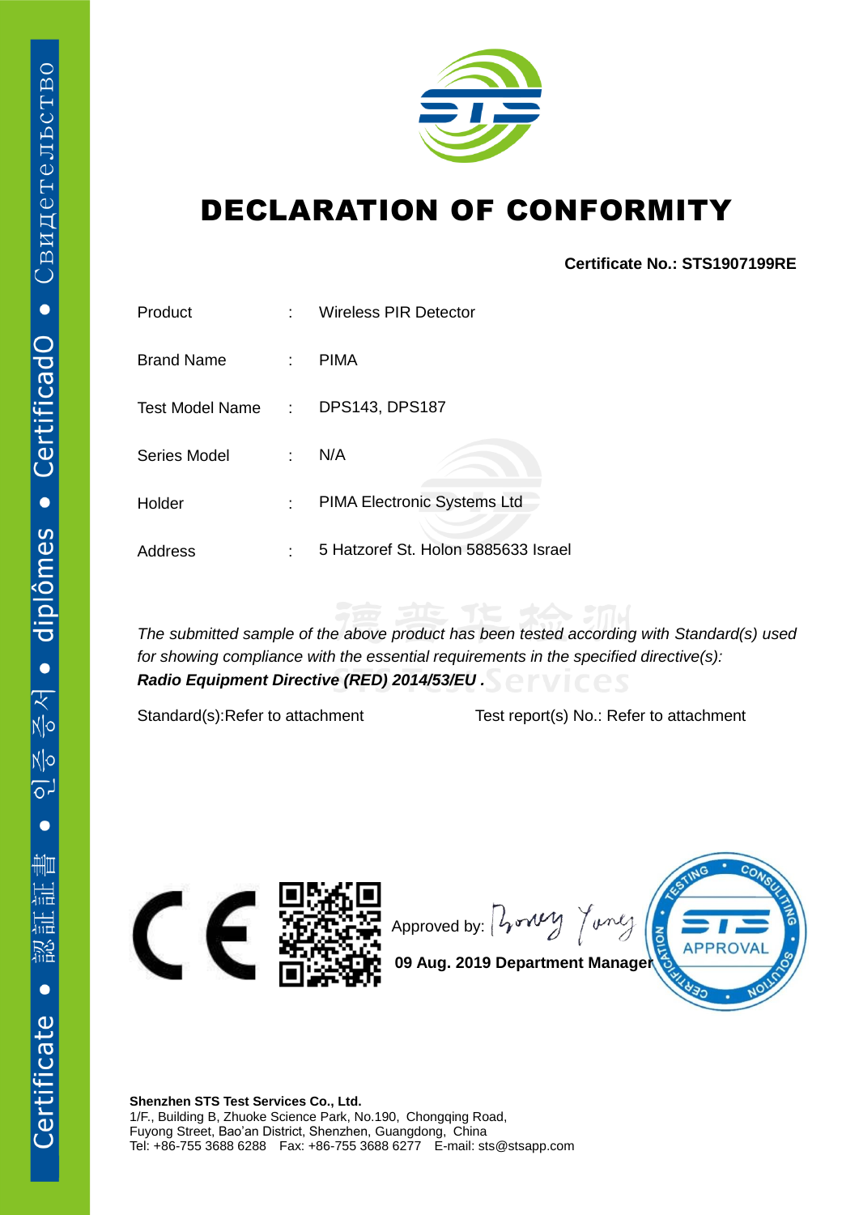# DECLARATION OF CONFORMITY

**Certificate No.: STS1907199RE**

| | | |
|---|---|---|
| Product | : | Wireless PIR Detector |
| Brand Name | : | PIMA |
| Test Model Name | : | DPS143, DPS187 |
| Series Model | : | N/A |
| Holder | : | PIMA Electronic Systems Ltd |
| Address | : | 5 Hatzoref St. Holon 5885633 Israel |

*The submitted sample of the above product has been tested according with Standard(s) used for showing compliance with the essential requirements in the specified directive(s):*
***Radio Equipment Directive (RED) 2014/53/EU .***

Standard(s):Refer to attachment     Test report(s) No.: Refer to attachment

Approved by:

**09 Aug. 2019 Department Manager**

**Shenzhen STS Test Services Co., Ltd.**
1/F., Building B, Zhuoke Science Park, No.190, Chongqing Road,
Fuyong Street, Bao'an District, Shenzhen, Guangdong, China
Tel: +86-755 3688 6288 Fax: +86-755 3688 6277 E-mail: sts@stsapp.com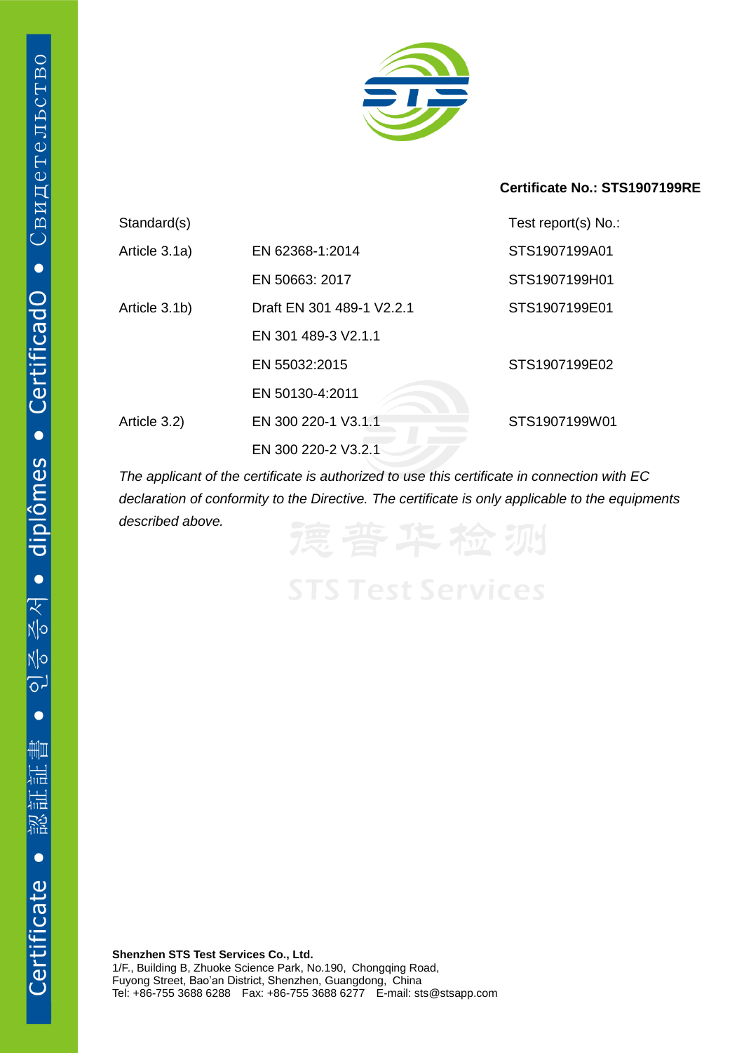**Certificate No.: STS1907199RE**

| Standard(s) | | Test report(s) No.: |
|---|---|---|
| Article 3.1a) | EN 62368-1:2014 | STS1907199A01 |
| | EN 50663: 2017 | STS1907199H01 |
| Article 3.1b) | Draft EN 301 489-1 V2.2.1 | STS1907199E01 |
| | EN 301 489-3 V2.1.1 | |
| | EN 55032:2015 | STS1907199E02 |
| | EN 50130-4:2011 | |
| Article 3.2) | EN 300 220-1 V3.1.1 | STS1907199W01 |
| | EN 300 220-2 V3.2.1 | |

*The applicant of the certificate is authorized to use this certificate in connection with EC declaration of conformity to the Directive. The certificate is only applicable to the equipments described above.*

**Shenzhen STS Test Services Co., Ltd.**
1/F., Building B, Zhuoke Science Park, No.190, Chongqing Road,
Fuyong Street, Bao'an District, Shenzhen, Guangdong, China
Tel: +86-755 3688 6288 Fax: +86-755 3688 6277 E-mail: sts@stsapp.com